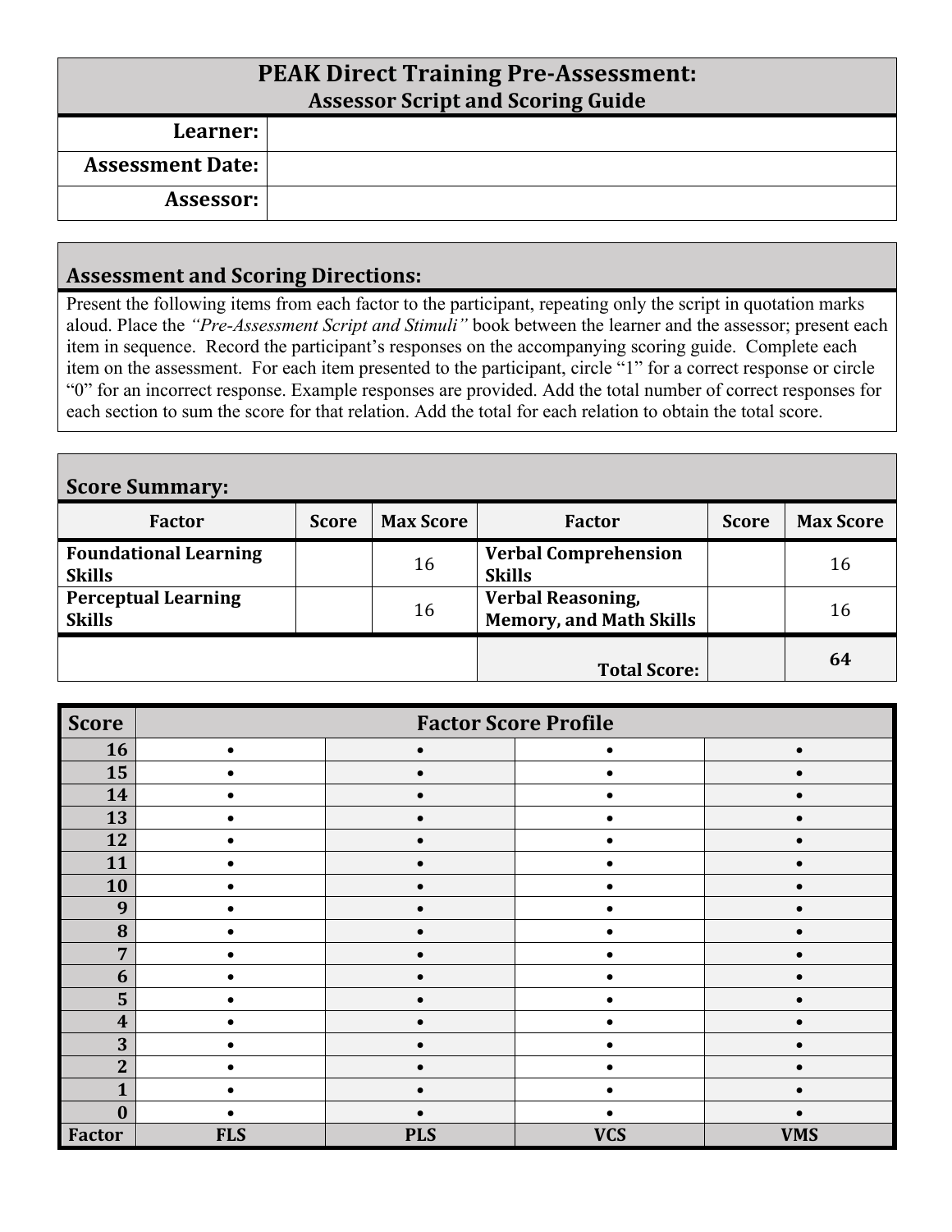# PEAK Direct Training Pre-Assessment:
## Assessor Script and Scoring Guide

| | |
|---|---|
| **Learner:** | |
| **Assessment Date:** | |
| **Assessor:** | |

## Assessment and Scoring Directions:

Present the following items from each factor to the participant, repeating only the script in quotation marks aloud. Place the *"Pre-Assessment Script and Stimuli"* book between the learner and the assessor; present each item in sequence. Record the participant's responses on the accompanying scoring guide. Complete each item on the assessment. For each item presented to the participant, circle "1" for a correct response or circle "0" for an incorrect response. Example responses are provided. Add the total number of correct responses for each section to sum the score for that relation. Add the total for each relation to obtain the total score.

## Score Summary:

| Factor | Score | Max Score | Factor | Score | Max Score |
|---|---|---|---|---|---|
| **Foundational Learning Skills** | | 16 | **Verbal Comprehension Skills** | | 16 |
| **Perceptual Learning Skills** | | 16 | **Verbal Reasoning, Memory, and Math Skills** | | 16 |
| | | | **Total Score:** | | **64** |

| Score | Factor Score Profile | | | |
|---|---|---|---|---|
| **16** | • | • | • | • |
| **15** | • | • | • | • |
| **14** | • | • | • | • |
| **13** | • | • | • | • |
| **12** | • | • | • | • |
| **11** | • | • | • | • |
| **10** | • | • | • | • |
| **9** | • | • | • | • |
| **8** | • | • | • | • |
| **7** | • | • | • | • |
| **6** | • | • | • | • |
| **5** | • | • | • | • |
| **4** | • | • | • | • |
| **3** | • | • | • | • |
| **2** | • | • | • | • |
| **1** | • | • | • | • |
| **0** | • | • | • | • |
| **Factor** | **FLS** | **PLS** | **VCS** | **VMS** |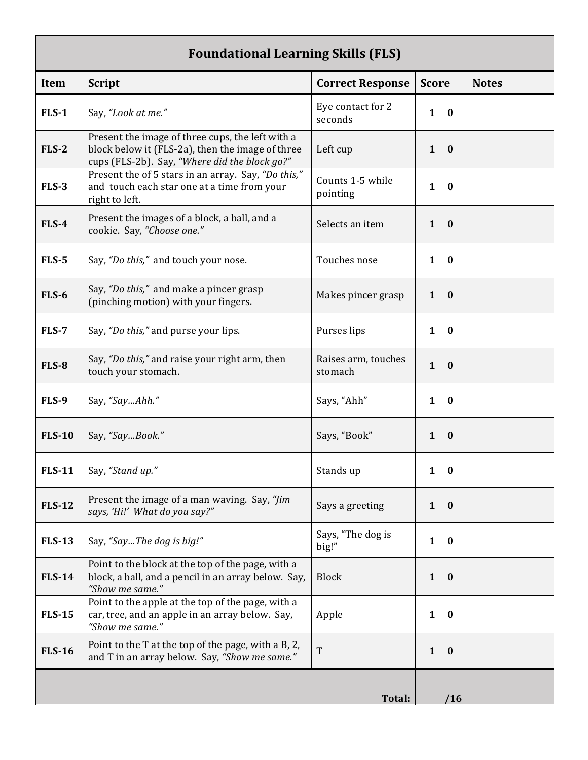# Foundational Learning Skills (FLS)

| Item | Script | Correct Response | Score | Notes |
|---|---|---|---|---|
| **FLS-1** | Say, *"Look at me."* | Eye contact for 2 seconds | **1 0** | |
| **FLS-2** | Present the image of three cups, the left with a block below it (FLS-2a), then the image of three cups (FLS-2b). Say, *"Where did the block go?"* | Left cup | **1 0** | |
| **FLS-3** | Present the of 5 stars in an array. Say, *"Do this,"* and touch each star one at a time from your right to left. | Counts 1-5 while pointing | **1 0** | |
| **FLS-4** | Present the images of a block, a ball, and a cookie. Say, *"Choose one."* | Selects an item | **1 0** | |
| **FLS-5** | Say, *"Do this,"* and touch your nose. | Touches nose | **1 0** | |
| **FLS-6** | Say, *"Do this,"* and make a pincer grasp (pinching motion) with your fingers. | Makes pincer grasp | **1 0** | |
| **FLS-7** | Say, *"Do this,"* and purse your lips. | Purses lips | **1 0** | |
| **FLS-8** | Say, *"Do this,"* and raise your right arm, then touch your stomach. | Raises arm, touches stomach | **1 0** | |
| **FLS-9** | Say, *"Say…Ahh."* | Says, "Ahh" | **1 0** | |
| **FLS-10** | Say, *"Say…Book."* | Says, "Book" | **1 0** | |
| **FLS-11** | Say, *"Stand up."* | Stands up | **1 0** | |
| **FLS-12** | Present the image of a man waving. Say, *"Jim says, 'Hi!' What do you say?"* | Says a greeting | **1 0** | |
| **FLS-13** | Say, *"Say…The dog is big!"* | Says, "The dog is big!" | **1 0** | |
| **FLS-14** | Point to the block at the top of the page, with a block, a ball, and a pencil in an array below. Say, *"Show me same."* | Block | **1 0** | |
| **FLS-15** | Point to the apple at the top of the page, with a car, tree, and an apple in an array below. Say, *"Show me same."* | Apple | **1 0** | |
| **FLS-16** | Point to the T at the top of the page, with a B, 2, and T in an array below. Say, *"Show me same."* | T | **1 0** | |
| | | **Total:** | **/16** | |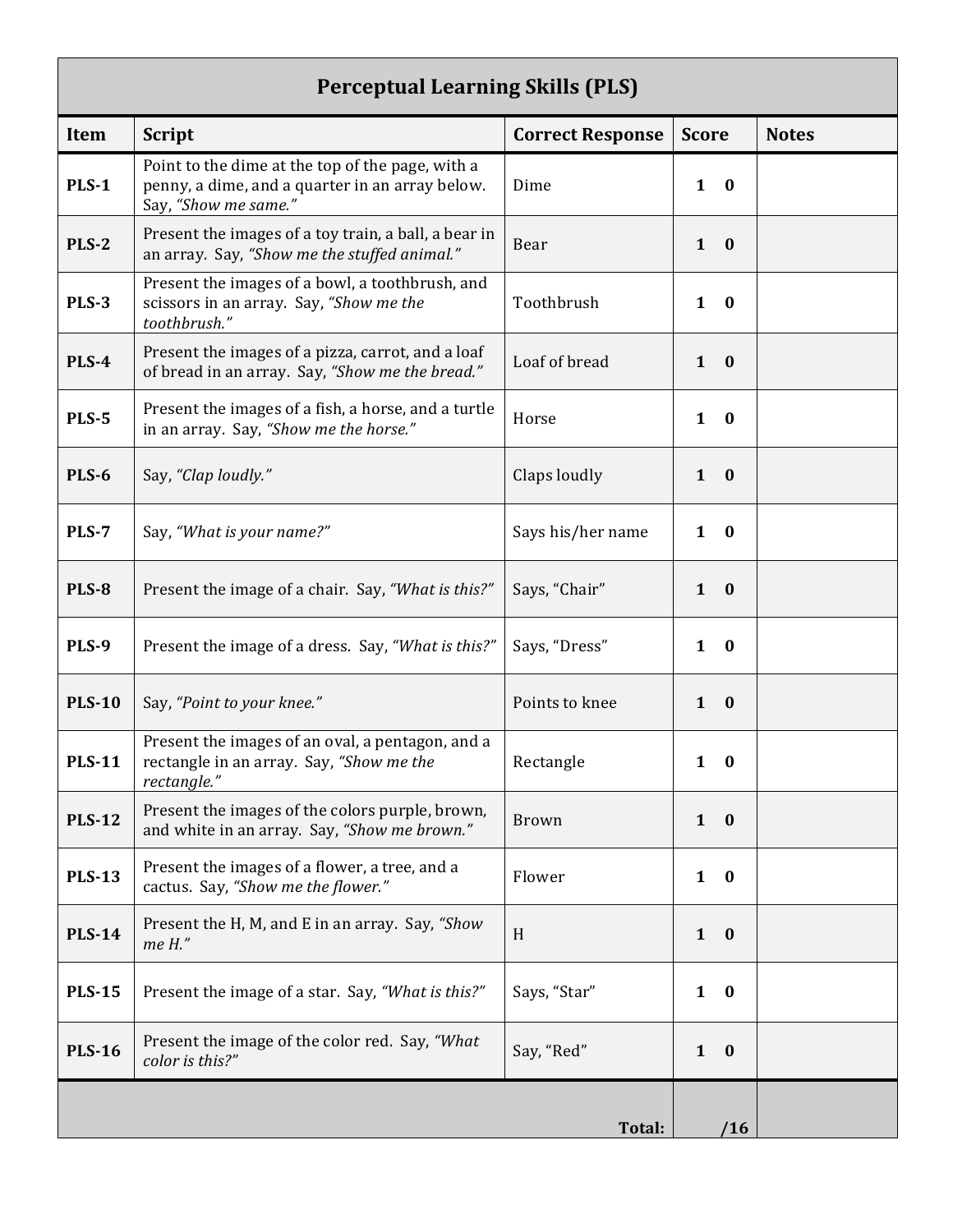## Perceptual Learning Skills (PLS)

| Item | Script | Correct Response | Score | Notes |
|---|---|---|---|---|
| **PLS-1** | Point to the dime at the top of the page, with a penny, a dime, and a quarter in an array below. Say, *"Show me same."* | Dime | **1 0** | |
| **PLS-2** | Present the images of a toy train, a ball, a bear in an array. Say, *"Show me the stuffed animal."* | Bear | **1 0** | |
| **PLS-3** | Present the images of a bowl, a toothbrush, and scissors in an array. Say, *"Show me the toothbrush."* | Toothbrush | **1 0** | |
| **PLS-4** | Present the images of a pizza, carrot, and a loaf of bread in an array. Say, *"Show me the bread."* | Loaf of bread | **1 0** | |
| **PLS-5** | Present the images of a fish, a horse, and a turtle in an array. Say, *"Show me the horse."* | Horse | **1 0** | |
| **PLS-6** | Say, *"Clap loudly."* | Claps loudly | **1 0** | |
| **PLS-7** | Say, *"What is your name?"* | Says his/her name | **1 0** | |
| **PLS-8** | Present the image of a chair. Say, *"What is this?"* | Says, "Chair" | **1 0** | |
| **PLS-9** | Present the image of a dress. Say, *"What is this?"* | Says, "Dress" | **1 0** | |
| **PLS-10** | Say, *"Point to your knee."* | Points to knee | **1 0** | |
| **PLS-11** | Present the images of an oval, a pentagon, and a rectangle in an array. Say, *"Show me the rectangle."* | Rectangle | **1 0** | |
| **PLS-12** | Present the images of the colors purple, brown, and white in an array. Say, *"Show me brown."* | Brown | **1 0** | |
| **PLS-13** | Present the images of a flower, a tree, and a cactus. Say, *"Show me the flower."* | Flower | **1 0** | |
| **PLS-14** | Present the H, M, and E in an array. Say, *"Show me H."* | H | **1 0** | |
| **PLS-15** | Present the image of a star. Say, *"What is this?"* | Says, "Star" | **1 0** | |
| **PLS-16** | Present the image of the color red. Say, *"What color is this?"* | Say, "Red" | **1 0** | |
| | | **Total:** | **/16** | |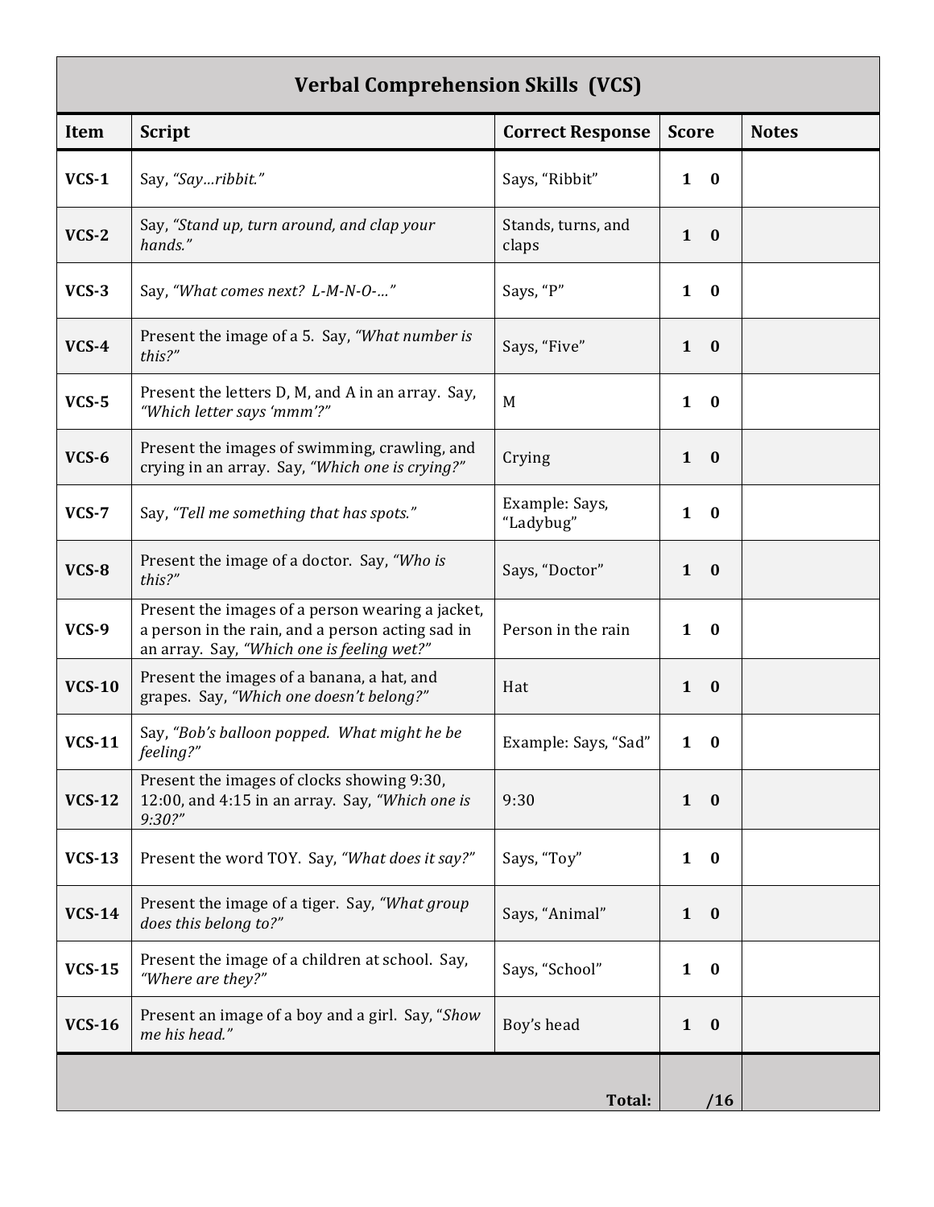## Verbal Comprehension Skills (VCS)

| Item | Script | Correct Response | Score | Notes |
|---|---|---|---|---|
| **VCS-1** | Say, *"Say…ribbit."* | Says, "Ribbit" | **1 0** | |
| **VCS-2** | Say, *"Stand up, turn around, and clap your hands."* | Stands, turns, and claps | **1 0** | |
| **VCS-3** | Say, *"What comes next? L-M-N-O-…"* | Says, "P" | **1 0** | |
| **VCS-4** | Present the image of a 5. Say, *"What number is this?"* | Says, "Five" | **1 0** | |
| **VCS-5** | Present the letters D, M, and A in an array. Say, *"Which letter says 'mmm'?"* | M | **1 0** | |
| **VCS-6** | Present the images of swimming, crawling, and crying in an array. Say, *"Which one is crying?"* | Crying | **1 0** | |
| **VCS-7** | Say, *"Tell me something that has spots."* | Example: Says, "Ladybug" | **1 0** | |
| **VCS-8** | Present the image of a doctor. Say, *"Who is this?"* | Says, "Doctor" | **1 0** | |
| **VCS-9** | Present the images of a person wearing a jacket, a person in the rain, and a person acting sad in an array. Say, *"Which one is feeling wet?"* | Person in the rain | **1 0** | |
| **VCS-10** | Present the images of a banana, a hat, and grapes. Say, *"Which one doesn't belong?"* | Hat | **1 0** | |
| **VCS-11** | Say, *"Bob's balloon popped. What might he be feeling?"* | Example: Says, "Sad" | **1 0** | |
| **VCS-12** | Present the images of clocks showing 9:30, 12:00, and 4:15 in an array. Say, *"Which one is 9:30?"* | 9:30 | **1 0** | |
| **VCS-13** | Present the word TOY. Say, *"What does it say?"* | Says, "Toy" | **1 0** | |
| **VCS-14** | Present the image of a tiger. Say, *"What group does this belong to?"* | Says, "Animal" | **1 0** | |
| **VCS-15** | Present the image of a children at school. Say, *"Where are they?"* | Says, "School" | **1 0** | |
| **VCS-16** | Present an image of a boy and a girl. Say, "*Show me his head."* | Boy's head | **1 0** | |
| | | **Total:** | **/16** | |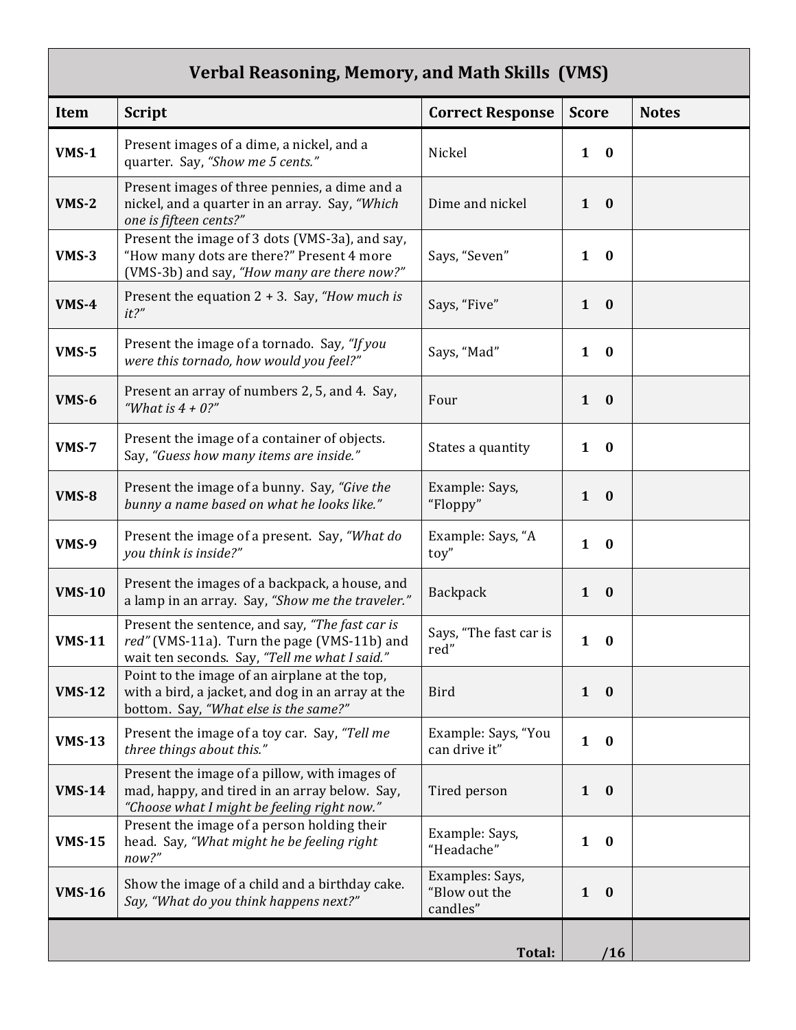## Verbal Reasoning, Memory, and Math Skills (VMS)

| Item | Script | Correct Response | Score | Notes |
|---|---|---|---|---|
| **VMS-1** | Present images of a dime, a nickel, and a quarter. Say, *"Show me 5 cents."* | Nickel | **1 0** | |
| **VMS-2** | Present images of three pennies, a dime and a nickel, and a quarter in an array. Say, *"Which one is fifteen cents?"* | Dime and nickel | **1 0** | |
| **VMS-3** | Present the image of 3 dots (VMS-3a), and say, "How many dots are there?" Present 4 more (VMS-3b) and say, *"How many are there now?"* | Says, "Seven" | **1 0** | |
| **VMS-4** | Present the equation 2 + 3. Say, *"How much is it?"* | Says, "Five" | **1 0** | |
| **VMS-5** | Present the image of a tornado. Say, *"If you were this tornado, how would you feel?"* | Says, "Mad" | **1 0** | |
| **VMS-6** | Present an array of numbers 2, 5, and 4. Say, *"What is 4 + 0?"* | Four | **1 0** | |
| **VMS-7** | Present the image of a container of objects. Say, *"Guess how many items are inside."* | States a quantity | **1 0** | |
| **VMS-8** | Present the image of a bunny. Say, *"Give the bunny a name based on what he looks like."* | Example: Says, "Floppy" | **1 0** | |
| **VMS-9** | Present the image of a present. Say, *"What do you think is inside?"* | Example: Says, "A toy" | **1 0** | |
| **VMS-10** | Present the images of a backpack, a house, and a lamp in an array. Say, *"Show me the traveler."* | Backpack | **1 0** | |
| **VMS-11** | Present the sentence, and say, *"The fast car is red"* (VMS-11a). Turn the page (VMS-11b) and wait ten seconds. Say, *"Tell me what I said."* | Says, "The fast car is red" | **1 0** | |
| **VMS-12** | Point to the image of an airplane at the top, with a bird, a jacket, and dog in an array at the bottom. Say, *"What else is the same?"* | Bird | **1 0** | |
| **VMS-13** | Present the image of a toy car. Say, *"Tell me three things about this."* | Example: Says, "You can drive it" | **1 0** | |
| **VMS-14** | Present the image of a pillow, with images of mad, happy, and tired in an array below. Say, *"Choose what I might be feeling right now."* | Tired person | **1 0** | |
| **VMS-15** | Present the image of a person holding their head. Say, *"What might he be feeling right now?"* | Example: Says, "Headache" | **1 0** | |
| **VMS-16** | Show the image of a child and a birthday cake. *Say, "What do you think happens next?"* | Examples: Says, "Blow out the candles" | **1 0** | |
| | | **Total:** | **/16** | |